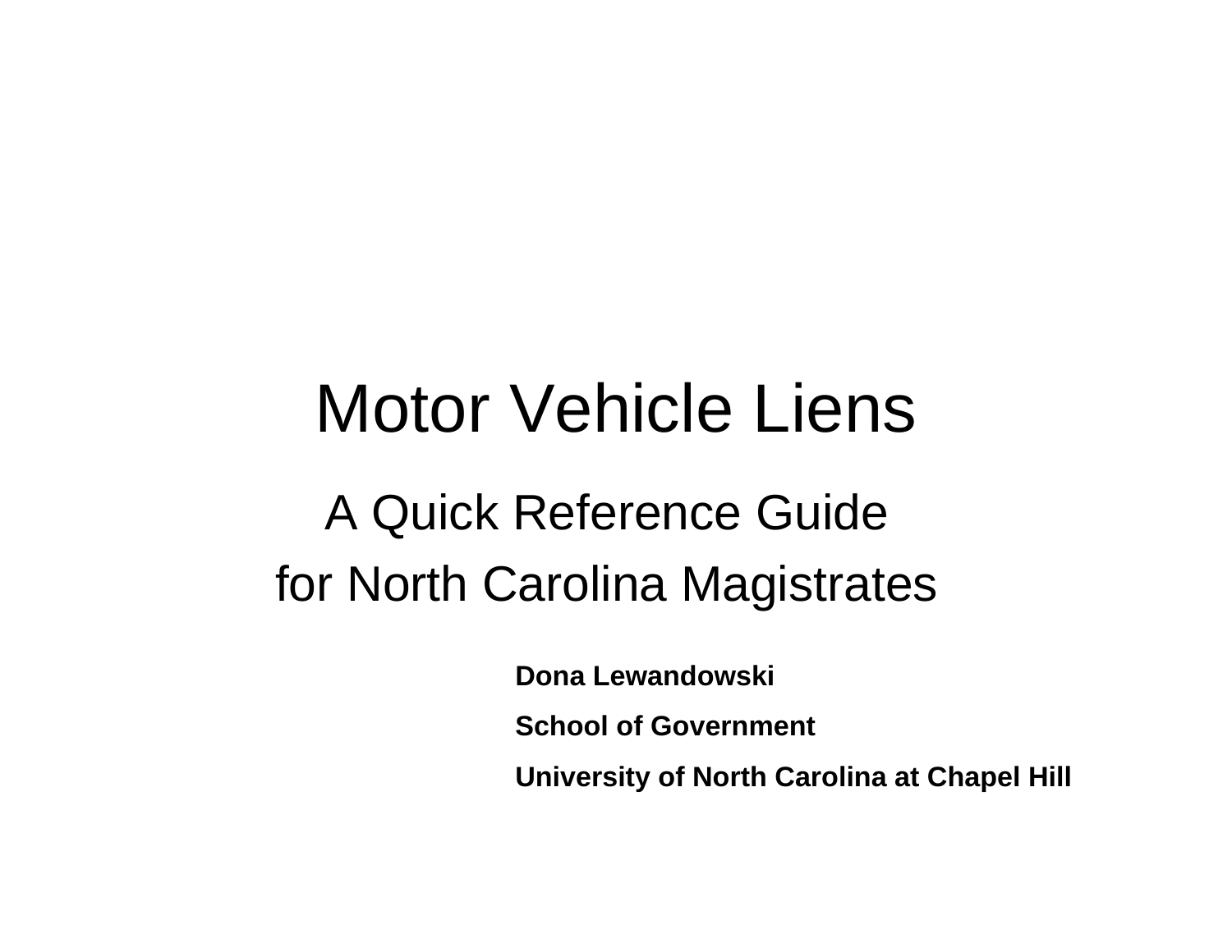# Motor Vehicle Liens

## A Quick Reference Guide for North Carolina Magistrates

**Dona Lewandowski**

**School of Government**

**University of North Carolina at Chapel Hill**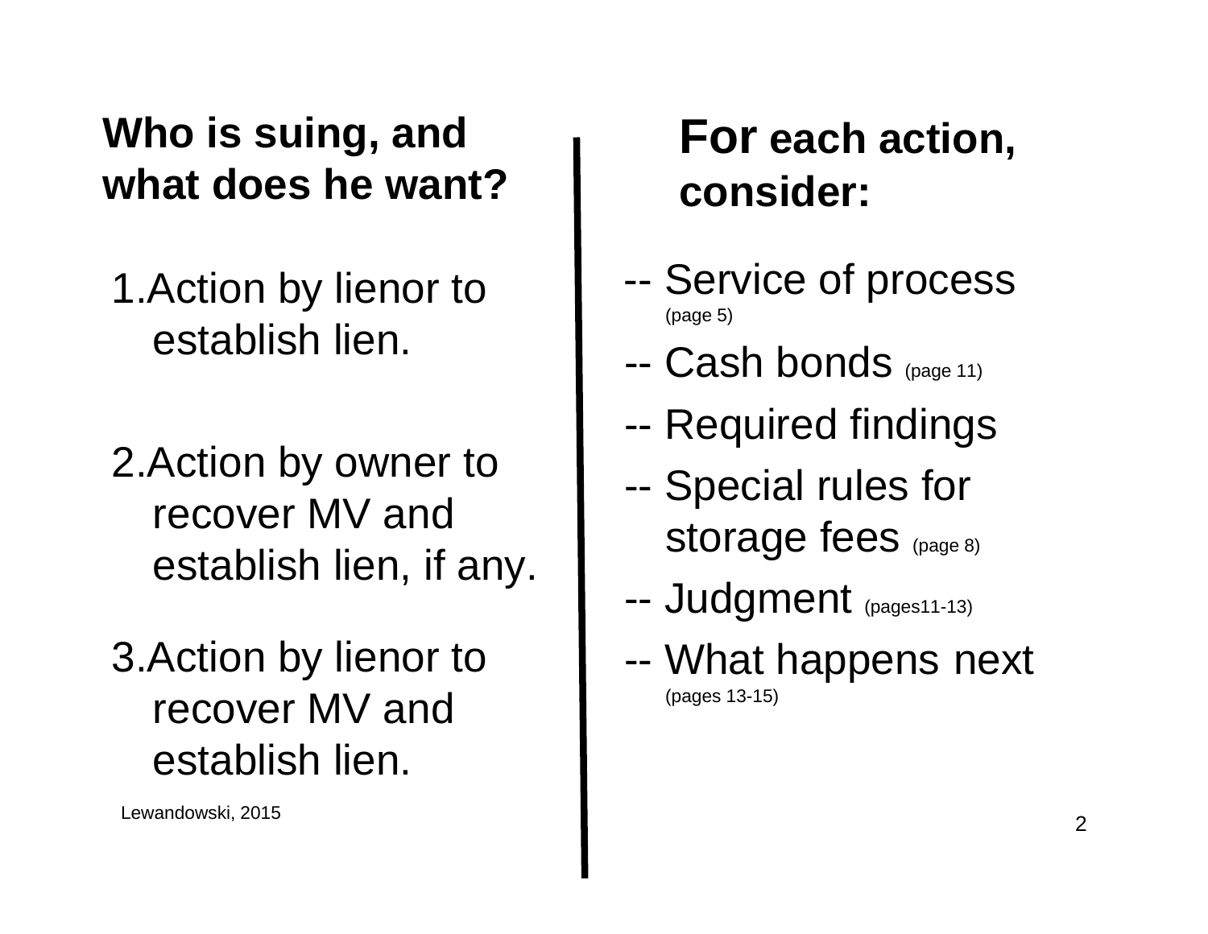## Who is suing, and what does he want?

1. Action by lienor to establish lien.

2. Action by owner to recover MV and establish lien, if any.

3. Action by lienor to recover MV and establish lien.

Lewandowski, 2015

## For each action, consider:

- -- Service of process (page 5)
- -- Cash bonds (page 11)
- -- Required findings
- -- Special rules for storage fees (page 8)
- -- Judgment (pages11-13)
- -- What happens next (pages 13-15)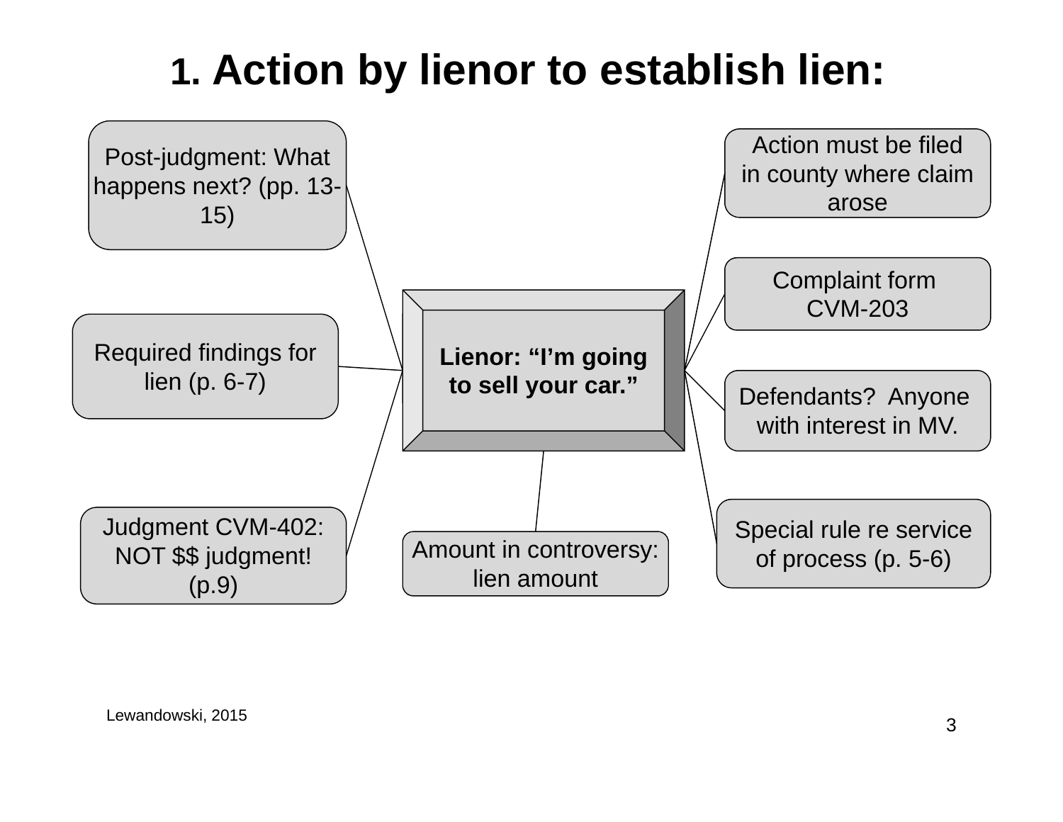# 1. Action by lienor to establish lien:

**Lienor: "I'm going to sell your car."**

- Post-judgment: What happens next? (pp. 13-15)
- Required findings for lien (p. 6-7)
- Judgment CVM-402: NOT $$ judgment! (p.9)
- Amount in controversy: lien amount
- Action must be filed in county where claim arose
- Complaint form CVM-203
- Defendants? Anyone with interest in MV.
- Special rule re service of process (p. 5-6)

Lewandowski, 2015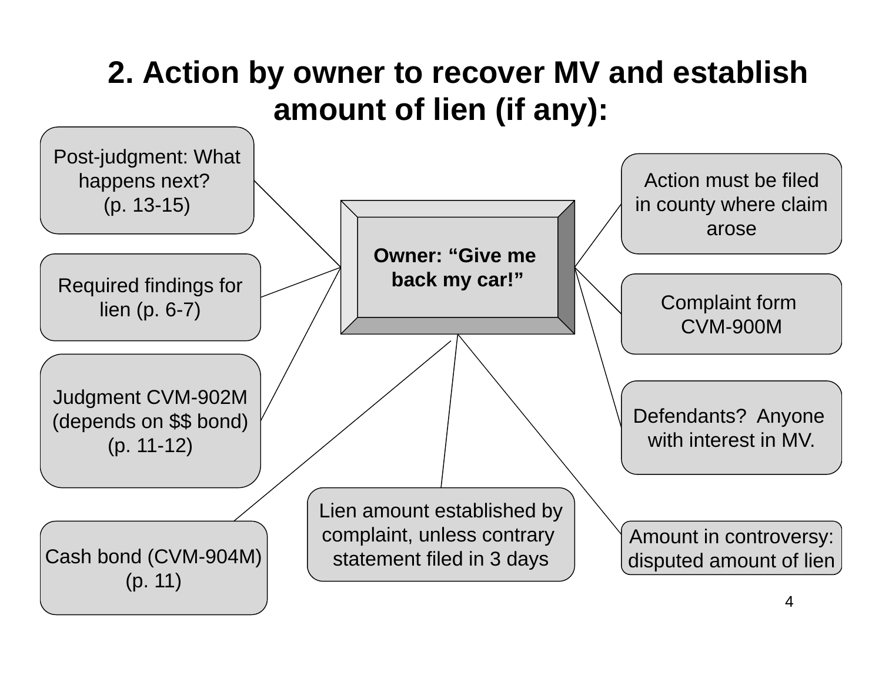# 2. Action by owner to recover MV and establish amount of lien (if any):

**Owner: "Give me back my car!"**

- Post-judgment: What happens next? (p. 13-15)
- Required findings for lien (p. 6-7)
- Judgment CVM-902M (depends on $$ bond) (p. 11-12)
- Cash bond (CVM-904M) (p. 11)
- Lien amount established by complaint, unless contrary statement filed in 3 days
- Amount in controversy: disputed amount of lien
- Defendants? Anyone with interest in MV.
- Complaint form CVM-900M
- Action must be filed in county where claim arose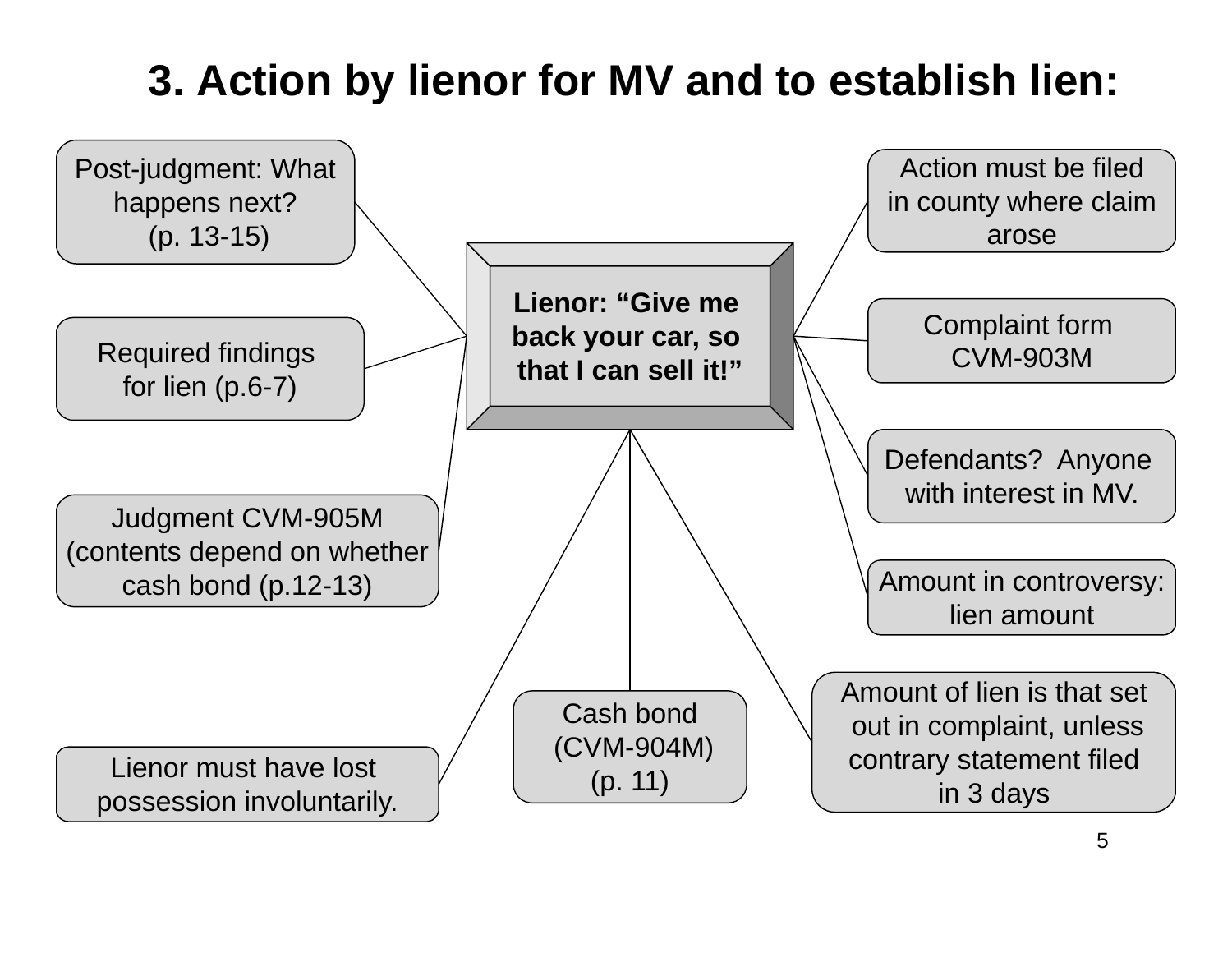# 3. Action by lienor for MV and to establish lien:

**Lienor: "Give me back your car, so that I can sell it!"**

- Post-judgment: What happens next? (p. 13-15)
- Required findings for lien (p.6-7)
- Judgment CVM-905M (contents depend on whether cash bond (p.12-13)
- Lienor must have lost possession involuntarily.
- Cash bond (CVM-904M) (p. 11)
- Action must be filed in county where claim arose
- Complaint form CVM-903M
- Defendants? Anyone with interest in MV.
- Amount in controversy: lien amount
- Amount of lien is that set out in complaint, unless contrary statement filed in 3 days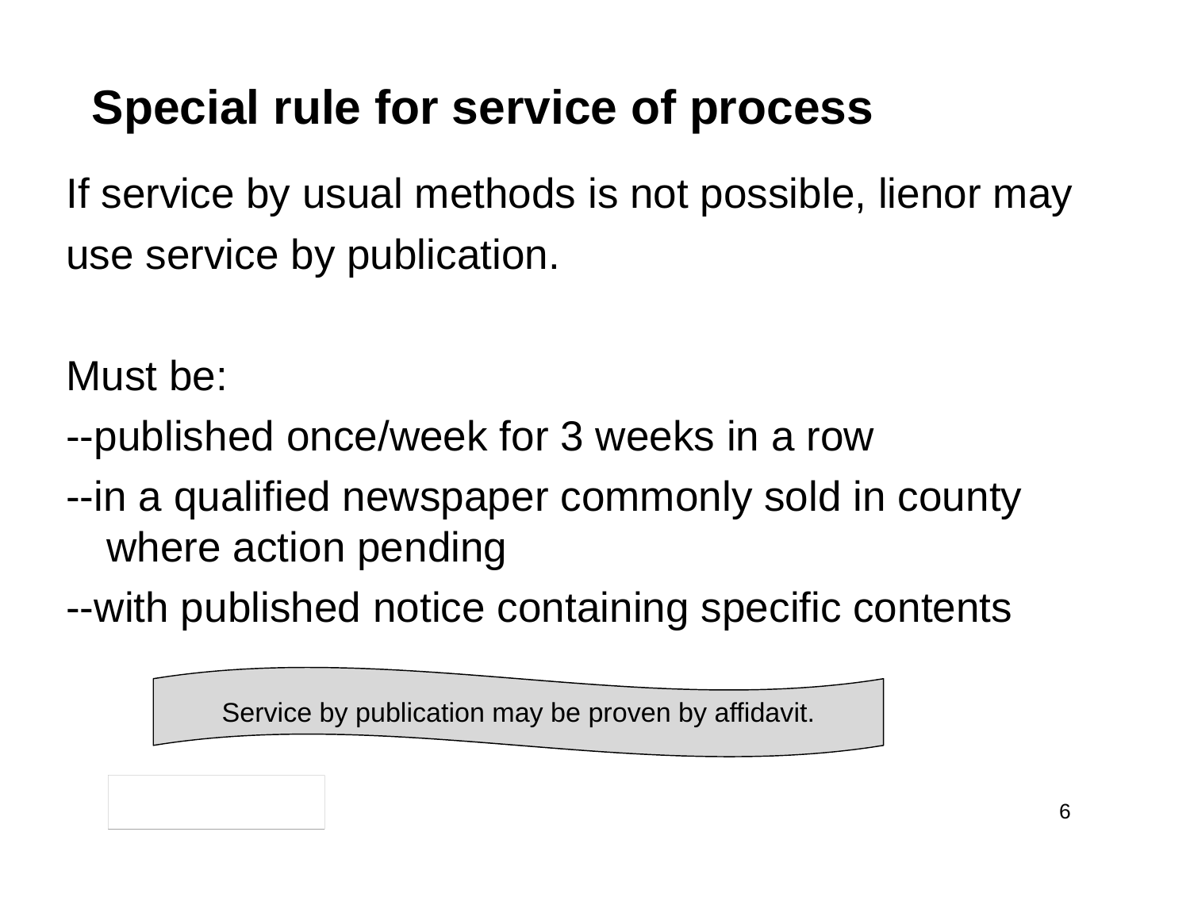# Special rule for service of process

If service by usual methods is not possible, lienor may use service by publication.

Must be:

--published once/week for 3 weeks in a row

--in a qualified newspaper commonly sold in county where action pending

--with published notice containing specific contents

Service by publication may be proven by affidavit.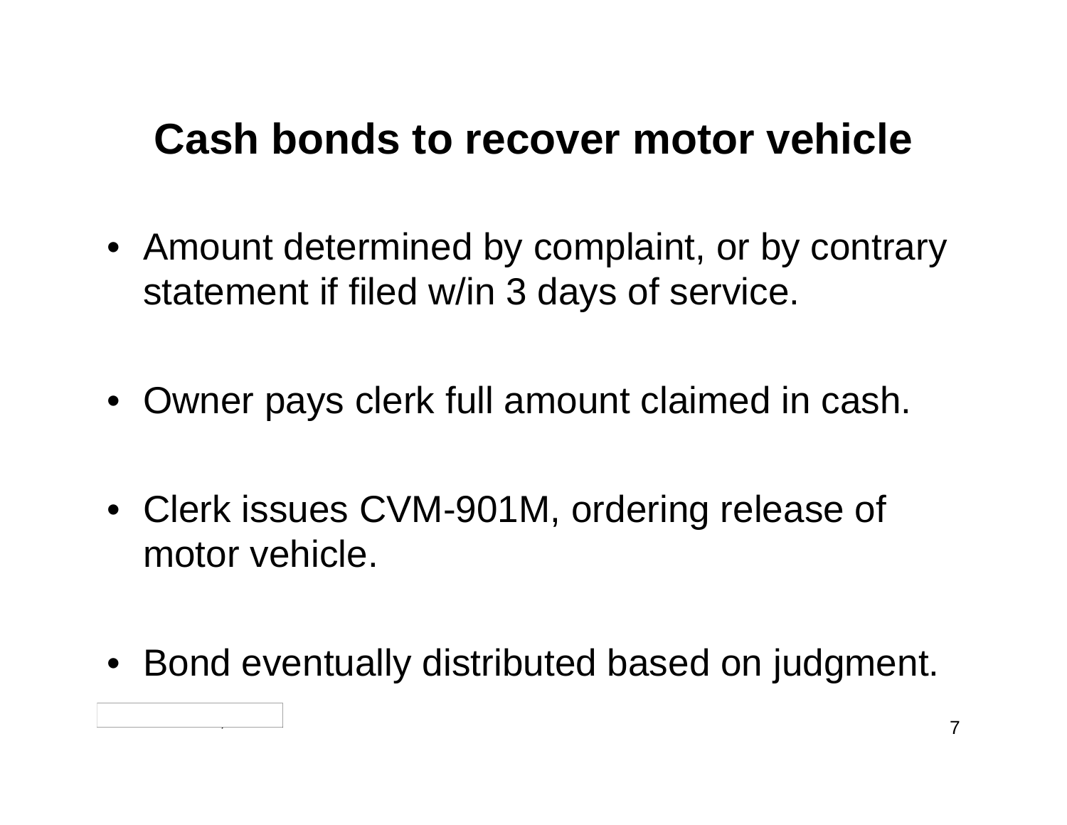# Cash bonds to recover motor vehicle

- Amount determined by complaint, or by contrary statement if filed w/in 3 days of service.
- Owner pays clerk full amount claimed in cash.
- Clerk issues CVM-901M, ordering release of motor vehicle.
- Bond eventually distributed based on judgment.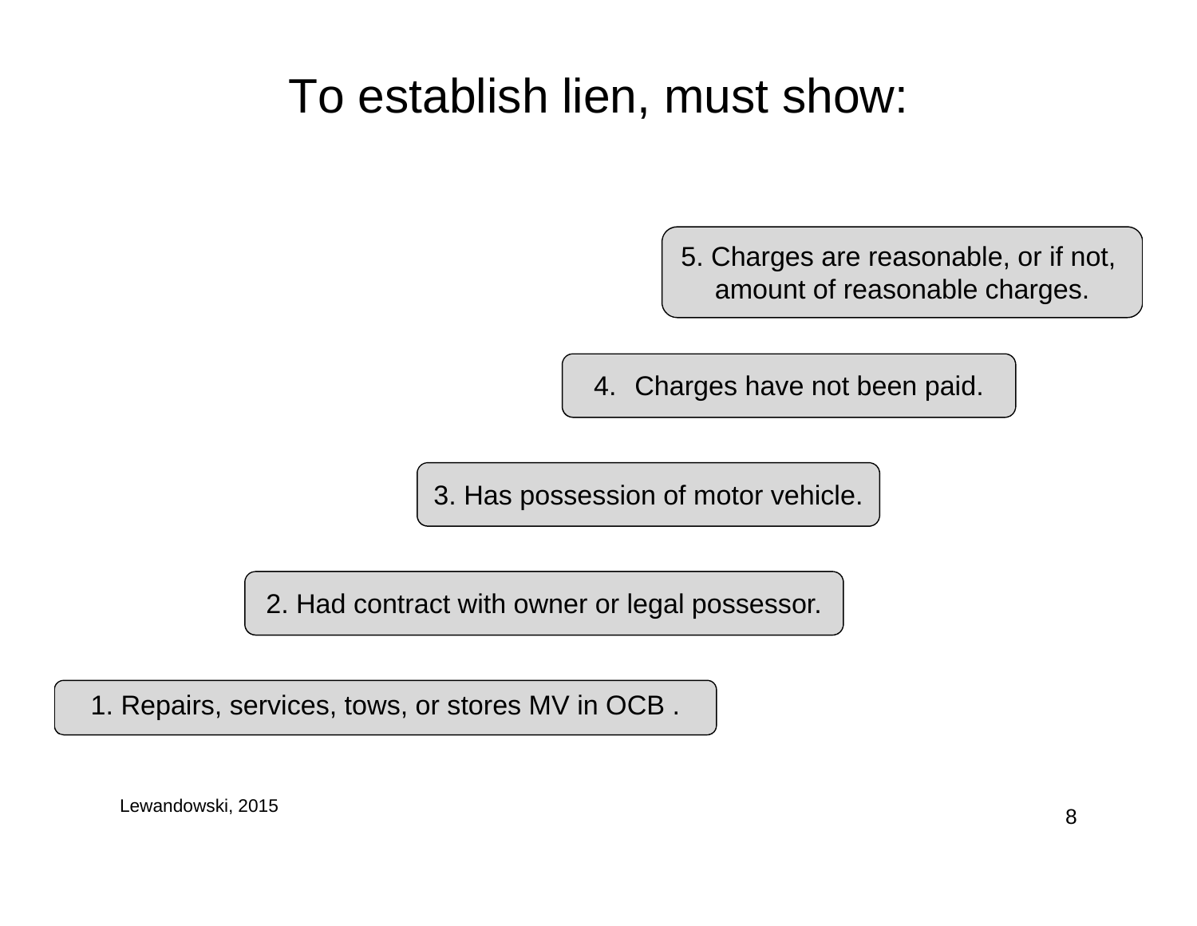# To establish lien, must show:

1. Repairs, services, tows, or stores MV in OCB .
2. Had contract with owner or legal possessor.
3. Has possession of motor vehicle.
4. Charges have not been paid.
5. Charges are reasonable, or if not, amount of reasonable charges.

Lewandowski, 2015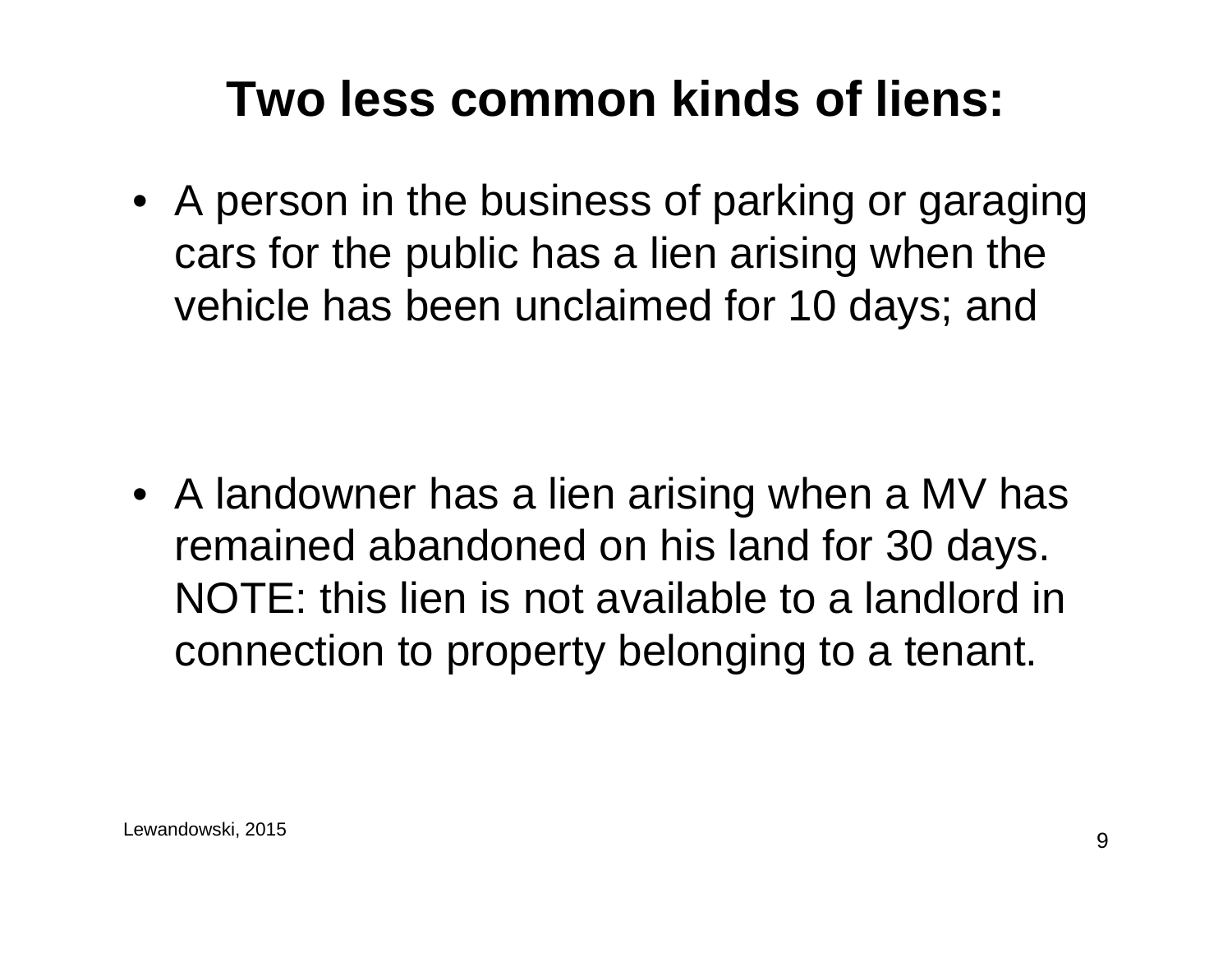# Two less common kinds of liens:

- A person in the business of parking or garaging cars for the public has a lien arising when the vehicle has been unclaimed for 10 days; and

- A landowner has a lien arising when a MV has remained abandoned on his land for 30 days. NOTE: this lien is not available to a landlord in connection to property belonging to a tenant.

Lewandowski, 2015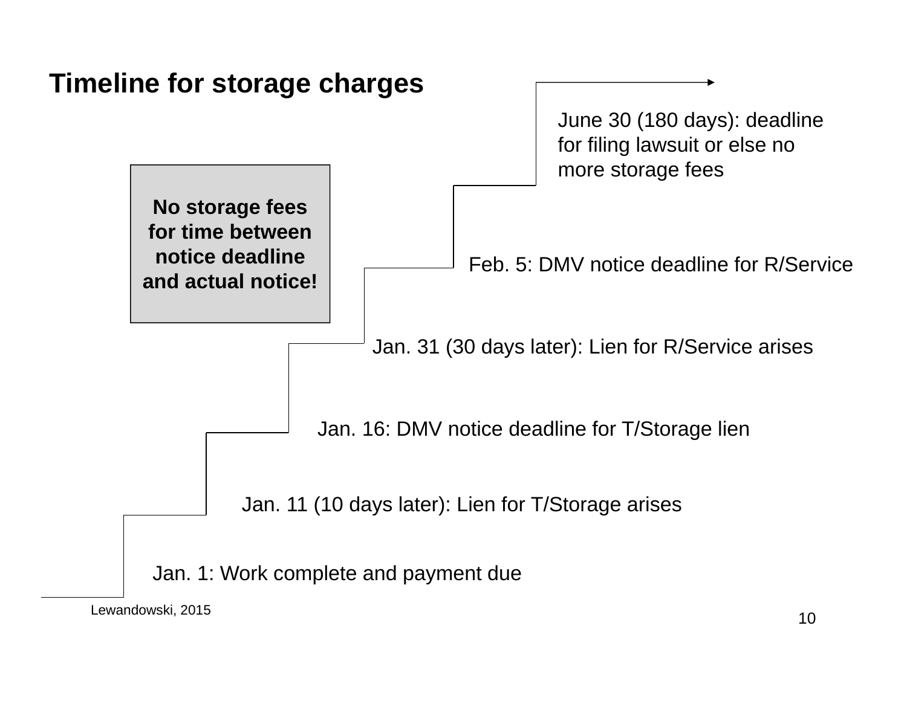## Timeline for storage charges

**No storage fees for time between notice deadline and actual notice!**

- June 30 (180 days): deadline for filing lawsuit or else no more storage fees
- Feb. 5: DMV notice deadline for R/Service
- Jan. 31 (30 days later): Lien for R/Service arises
- Jan. 16: DMV notice deadline for T/Storage lien
- Jan. 11 (10 days later): Lien for T/Storage arises
- Jan. 1: Work complete and payment due

Lewandowski, 2015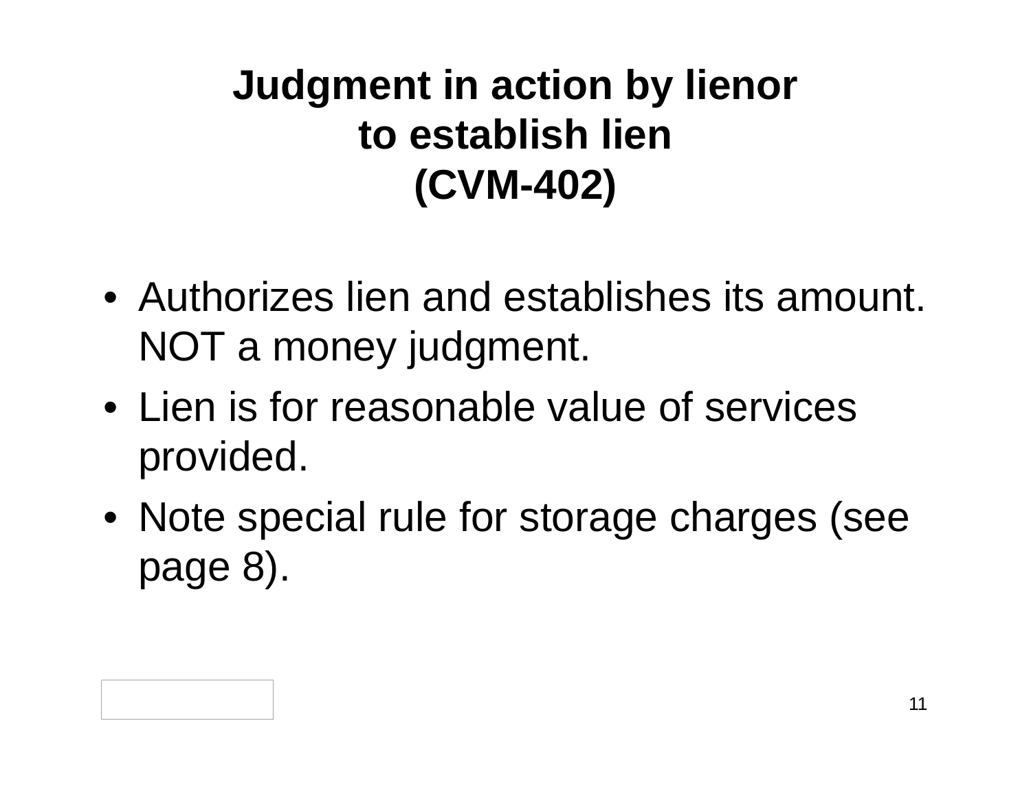# Judgment in action by lienor to establish lien (CVM-402)

- Authorizes lien and establishes its amount. NOT a money judgment.
- Lien is for reasonable value of services provided.
- Note special rule for storage charges (see page 8).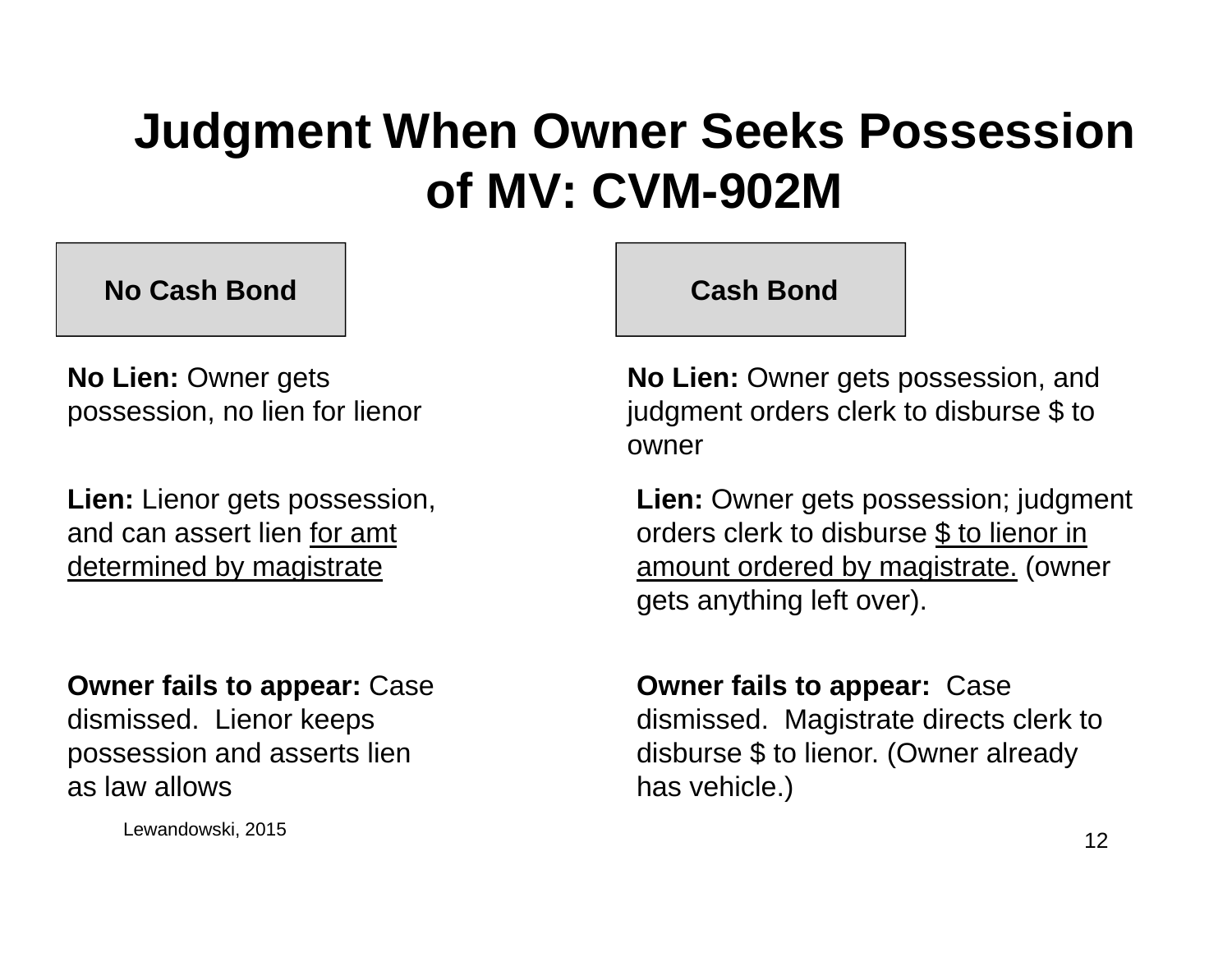# Judgment When Owner Seeks Possession of MV: CVM-902M

| No Cash Bond | Cash Bond |
|---|---|
| **No Lien:** Owner gets possession, no lien for lienor | **No Lien:** Owner gets possession, and judgment orders clerk to disburse $ to owner |
| **Lien:** Lienor gets possession, and can assert lien <u>for amt determined by magistrate</u> | **Lien:** Owner gets possession; judgment orders clerk to disburse <u>$ to lienor in amount ordered by magistrate.</u> (owner gets anything left over). |
| **Owner fails to appear:** Case dismissed. Lienor keeps possession and asserts lien as law allows | **Owner fails to appear:** Case dismissed. Magistrate directs clerk to disburse $ to lienor. (Owner already has vehicle.) |

Lewandowski, 2015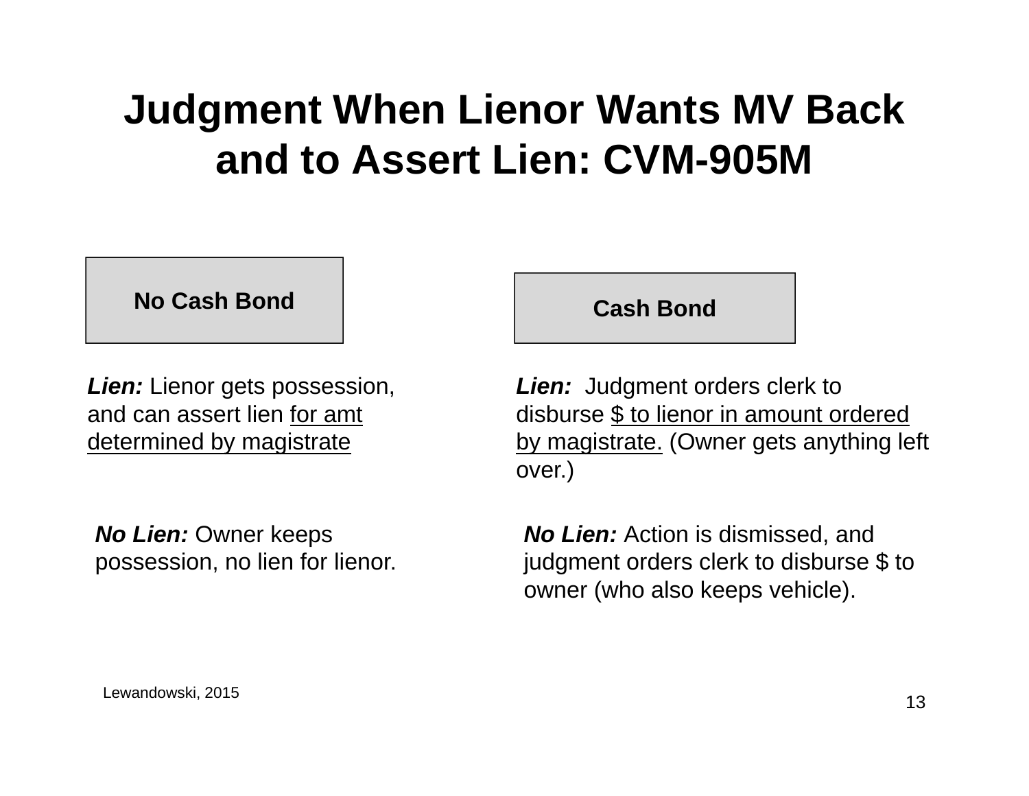# Judgment When Lienor Wants MV Back and to Assert Lien: CVM-905M

## No Cash Bond

***Lien:*** Lienor gets possession, and can assert lien <u>for amt determined by magistrate</u>

***No Lien:*** Owner keeps possession, no lien for lienor.

## Cash Bond

***Lien:*** Judgment orders clerk to disburse <u>$ to lienor in amount ordered by magistrate.</u> (Owner gets anything left over.)

***No Lien:*** Action is dismissed, and judgment orders clerk to disburse $ to owner (who also keeps vehicle).

Lewandowski, 2015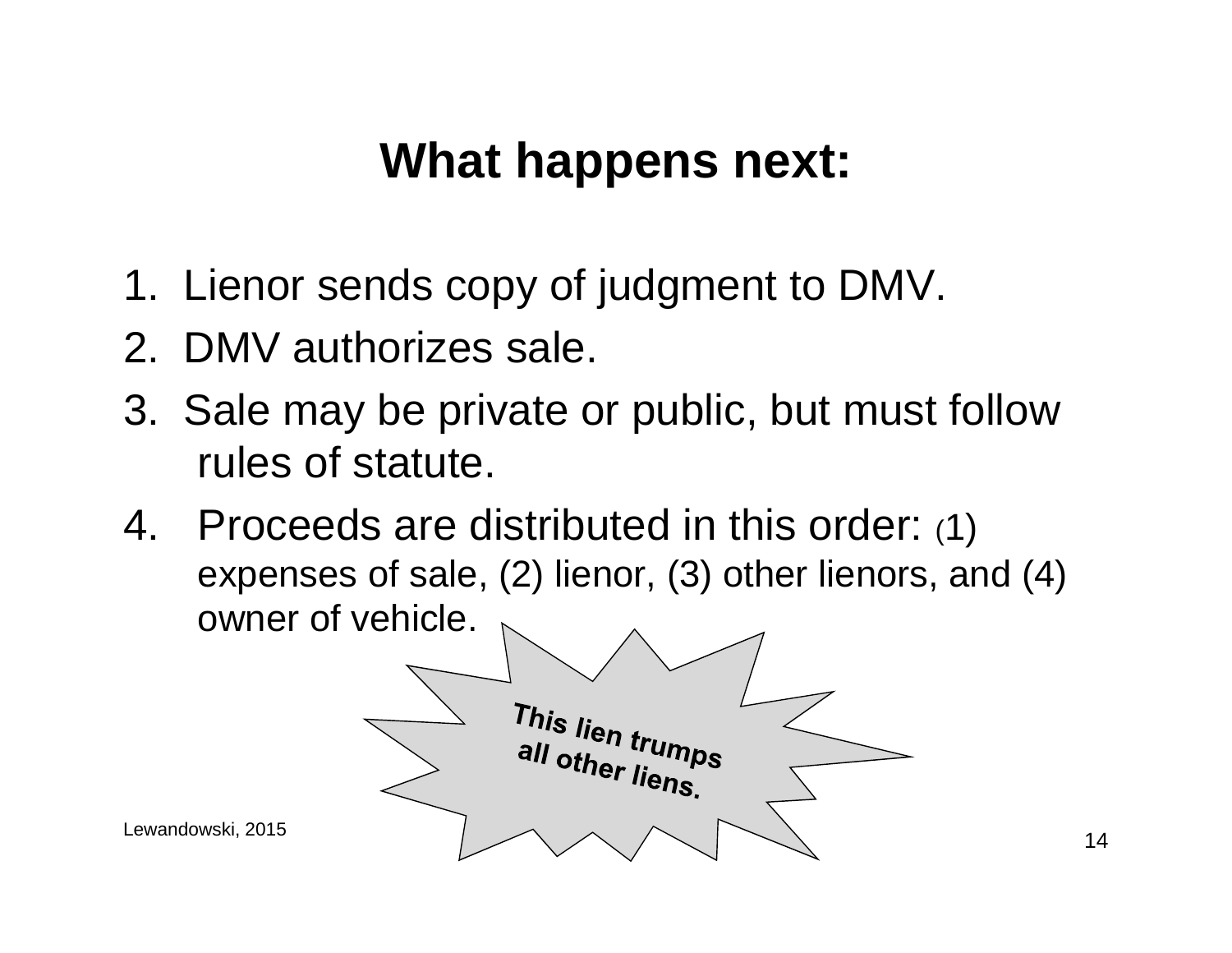# What happens next:

1. Lienor sends copy of judgment to DMV.
2. DMV authorizes sale.
3. Sale may be private or public, but must follow rules of statute.
4. Proceeds are distributed in this order: (1) expenses of sale, (2) lienor, (3) other lienors, and (4) owner of vehicle.

This lien trumps all other liens.

Lewandowski, 2015